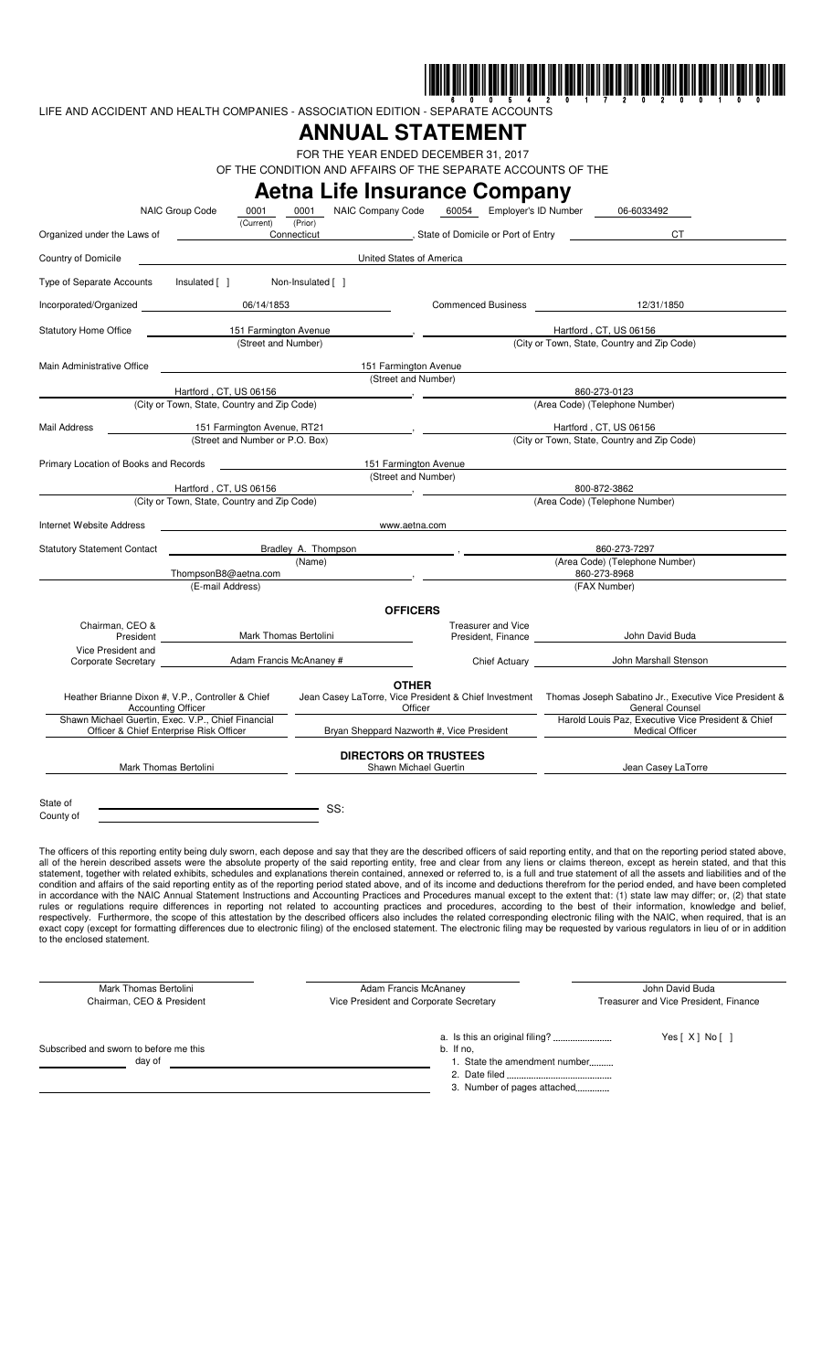6 0 0 5 4 2 0 1 7 2 0 2 0 0 1 0 0

LIFE AND ACCIDENT AND HEALTH COMPANIES - ASSOCIATION EDITION - SEPARATE ACCOUNTS

# ANNUAL STATEMENT

FOR THE YEAR ENDED DECEMBER 31, 2017

OF THE CONDITION AND AFFAIRS OF THE SEPARATE ACCOUNTS OF THE

# Aetna Life Insurance Company

NAIC Group Code 0001 (Current) 0001 (Prior) NAIC Company Code 60054 Employer's ID Number 06-6033492

Organized under the Laws of Connecticut, State of Domicile or Port of Entry CT

Country of Domicile: United States of America

Type of Separate Accounts: Insulated [ ] Non-Insulated [ ]

Incorporated/Organized: 06/14/1853 Commenced Business: 12/31/1850

Statutory Home Office: 151 Farmington Avenue (Street and Number), Hartford , CT, US 06156 (City or Town, State, Country and Zip Code)

Main Administrative Office: 151 Farmington Avenue (Street and Number)
Hartford , CT, US 06156 (City or Town, State, Country and Zip Code), 860-273-0123 (Area Code) (Telephone Number)

Mail Address: 151 Farmington Avenue, RT21 (Street and Number or P.O. Box), Hartford , CT, US 06156 (City or Town, State, Country and Zip Code)

Primary Location of Books and Records: 151 Farmington Avenue (Street and Number)
Hartford , CT, US 06156 (City or Town, State, Country and Zip Code), 800-872-3862 (Area Code) (Telephone Number)

Internet Website Address: www.aetna.com

Statutory Statement Contact: Bradley A. Thompson (Name), 860-273-7297 (Area Code) (Telephone Number)
ThompsonB8@aetna.com (E-mail Address), 860-273-8968 (FAX Number)

## OFFICERS

| | | | |
|---|---|---|---|
| Chairman, CEO & President | Mark Thomas Bertolini | Treasurer and Vice President, Finance | John David Buda |
| Vice President and Corporate Secretary | Adam Francis McAnaney # | Chief Actuary | John Marshall Stenson |

## OTHER

| | | |
|---|---|---|
| Heather Brianne Dixon #, V.P., Controller & Chief Accounting Officer | Jean Casey LaTorre, Vice President & Chief Investment Officer | Thomas Joseph Sabatino Jr., Executive Vice President & General Counsel |
| Shawn Michael Guertin, Exec. V.P., Chief Financial Officer & Chief Enterprise Risk Officer | Bryan Sheppard Nazworth #, Vice President | Harold Louis Paz, Executive Vice President & Chief Medical Officer |

## DIRECTORS OR TRUSTEES

| | | |
|---|---|---|
| Mark Thomas Bertolini | Shawn Michael Guertin | Jean Casey LaTorre |

State of
County of
SS:

The officers of this reporting entity being duly sworn, each depose and say that they are the described officers of said reporting entity, and that on the reporting period stated above, all of the herein described assets were the absolute property of the said reporting entity, free and clear from any liens or claims thereon, except as herein stated, and that this statement, together with related exhibits, schedules and explanations therein contained, annexed or referred to, is a full and true statement of all the assets and liabilities and of the condition and affairs of the said reporting entity as of the reporting period stated above, and of its income and deductions therefrom for the period ended, and have been completed in accordance with the NAIC Annual Statement Instructions and Accounting Practices and Procedures manual except to the extent that: (1) state law may differ; or, (2) that state rules or regulations require differences in reporting not related to accounting practices and procedures, according to the best of their information, knowledge and belief, respectively. Furthermore, the scope of this attestation by the described officers also includes the related corresponding electronic filing with the NAIC, when required, that is an exact copy (except for formatting differences due to electronic filing) of the enclosed statement. The electronic filing may be requested by various regulators in lieu of or in addition to the enclosed statement.

| | | |
|---|---|---|
| Mark Thomas Bertolini | Adam Francis McAnaney | John David Buda |
| Chairman, CEO & President | Vice President and Corporate Secretary | Treasurer and Vice President, Finance |

Subscribed and sworn to before me this
day of

a. Is this an original filing? Yes [ X ] No [ ]
b. If no,
1. State the amendment number
2. Date filed
3. Number of pages attached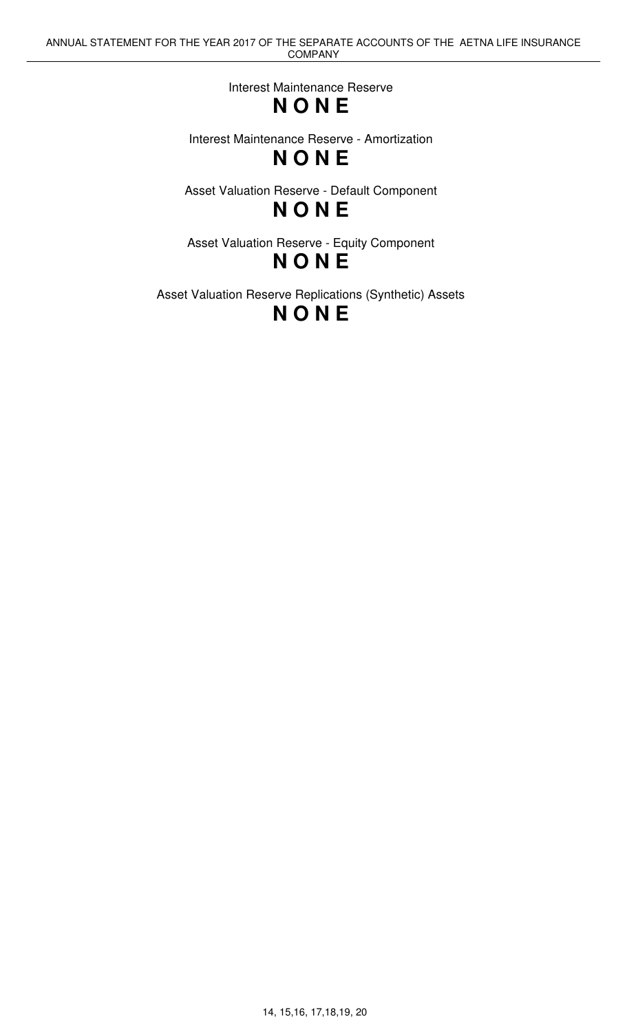## Interest Maintenance Reserve

**N O N E**

## Interest Maintenance Reserve - Amortization

**N O N E**

## Asset Valuation Reserve - Default Component

**N O N E**

## Asset Valuation Reserve - Equity Component

**N O N E**

## Asset Valuation Reserve Replications (Synthetic) Assets

**N O N E**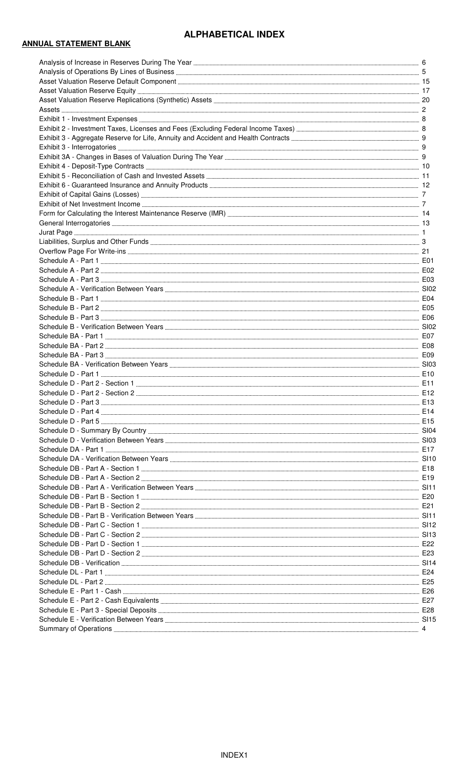# ALPHABETICAL INDEX

## ANNUAL STATEMENT BLANK

| | |
|---|---|
| Analysis of Increase in Reserves During The Year | 6 |
| Analysis of Operations By Lines of Business | 5 |
| Asset Valuation Reserve Default Component | 15 |
| Asset Valuation Reserve Equity | 17 |
| Asset Valuation Reserve Replications (Synthetic) Assets | 20 |
| Assets | 2 |
| Exhibit 1 - Investment Expenses | 8 |
| Exhibit 2 - Investment Taxes, Licenses and Fees (Excluding Federal Income Taxes) | 8 |
| Exhibit 3 - Aggregate Reserve for Life, Annuity and Accident and Health Contracts | 9 |
| Exhibit 3 - Interrogatories | 9 |
| Exhibit 3A - Changes in Bases of Valuation During The Year | 9 |
| Exhibit 4 - Deposit-Type Contracts | 10 |
| Exhibit 5 - Reconciliation of Cash and Invested Assets | 11 |
| Exhibit 6 - Guaranteed Insurance and Annuity Products | 12 |
| Exhibit of Capital Gains (Losses) | 7 |
| Exhibit of Net Investment Income | 7 |
| Form for Calculating the Interest Maintenance Reserve (IMR) | 14 |
| General Interrogatories | 13 |
| Jurat Page | 1 |
| Liabilities, Surplus and Other Funds | 3 |
| Overflow Page For Write-ins | 21 |
| Schedule A - Part 1 | E01 |
| Schedule A - Part 2 | E02 |
| Schedule A - Part 3 | E03 |
| Schedule A - Verification Between Years | SI02 |
| Schedule B - Part 1 | E04 |
| Schedule B - Part 2 | E05 |
| Schedule B - Part 3 | E06 |
| Schedule B - Verification Between Years | SI02 |
| Schedule BA - Part 1 | E07 |
| Schedule BA - Part 2 | E08 |
| Schedule BA - Part 3 | E09 |
| Schedule BA - Verification Between Years | SI03 |
| Schedule D - Part 1 | E10 |
| Schedule D - Part 2 - Section 1 | E11 |
| Schedule D - Part 2 - Section 2 | E12 |
| Schedule D - Part 3 | E13 |
| Schedule D - Part 4 | E14 |
| Schedule D - Part 5 | E15 |
| Schedule D - Summary By Country | SI04 |
| Schedule D - Verification Between Years | SI03 |
| Schedule DA - Part 1 | E17 |
| Schedule DA - Verification Between Years | SI10 |
| Schedule DB - Part A - Section 1 | E18 |
| Schedule DB - Part A - Section 2 | E19 |
| Schedule DB - Part A - Verification Between Years | SI11 |
| Schedule DB - Part B - Section 1 | E20 |
| Schedule DB - Part B - Section 2 | E21 |
| Schedule DB - Part B - Verification Between Years | SI11 |
| Schedule DB - Part C - Section 1 | SI12 |
| Schedule DB - Part C - Section 2 | SI13 |
| Schedule DB - Part D - Section 1 | E22 |
| Schedule DB - Part D - Section 2 | E23 |
| Schedule DB - Verification | SI14 |
| Schedule DL - Part 1 | E24 |
| Schedule DL - Part 2 | E25 |
| Schedule E - Part 1 - Cash | E26 |
| Schedule E - Part 2 - Cash Equivalents | E27 |
| Schedule E - Part 3 - Special Deposits | E28 |
| Schedule E - Verification Between Years | SI15 |
| Summary of Operations | 4 |